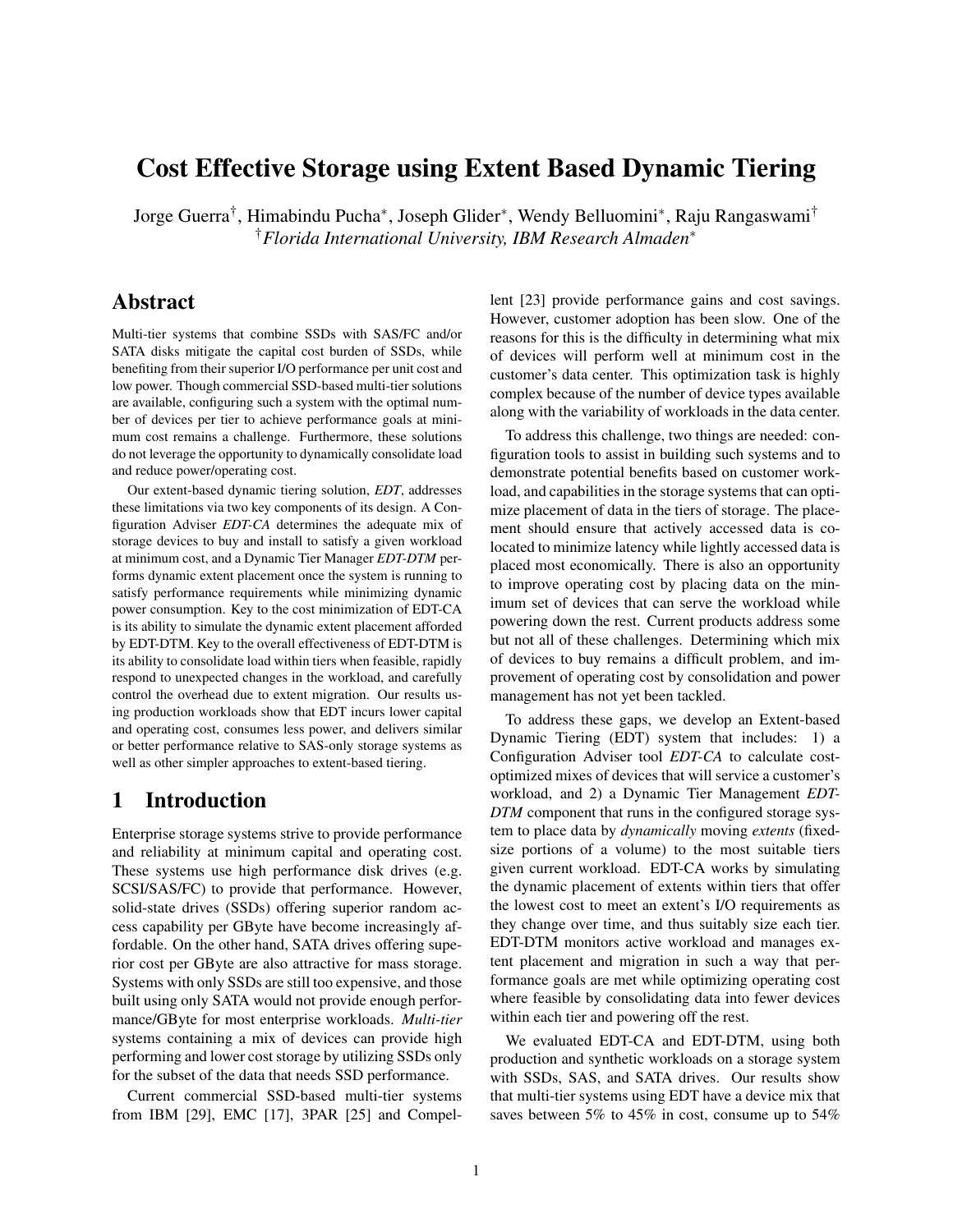# Cost Effective Storage using Extent Based Dynamic Tiering

Jorge Guerra[†], Himabindu Pucha[*], Joseph Glider[*], Wendy Belluomini[*], Raju Rangaswami[†]

[†]*Florida International University, IBM Research Almaden*[*]

## Abstract

Multi-tier systems that combine SSDs with SAS/FC and/or SATA disks mitigate the capital cost burden of SSDs, while benefiting from their superior I/O performance per unit cost and low power. Though commercial SSD-based multi-tier solutions are available, configuring such a system with the optimal number of devices per tier to achieve performance goals at minimum cost remains a challenge. Furthermore, these solutions do not leverage the opportunity to dynamically consolidate load and reduce power/operating cost.

Our extent-based dynamic tiering solution, *EDT*, addresses these limitations via two key components of its design. A Configuration Adviser *EDT-CA* determines the adequate mix of storage devices to buy and install to satisfy a given workload at minimum cost, and a Dynamic Tier Manager *EDT-DTM* performs dynamic extent placement once the system is running to satisfy performance requirements while minimizing dynamic power consumption. Key to the cost minimization of EDT-CA is its ability to simulate the dynamic extent placement afforded by EDT-DTM. Key to the overall effectiveness of EDT-DTM is its ability to consolidate load within tiers when feasible, rapidly respond to unexpected changes in the workload, and carefully control the overhead due to extent migration. Our results using production workloads show that EDT incurs lower capital and operating cost, consumes less power, and delivers similar or better performance relative to SAS-only storage systems as well as other simpler approaches to extent-based tiering.

## 1 Introduction

Enterprise storage systems strive to provide performance and reliability at minimum capital and operating cost. These systems use high performance disk drives (e.g. SCSI/SAS/FC) to provide that performance. However, solid-state drives (SSDs) offering superior random access capability per GByte have become increasingly affordable. On the other hand, SATA drives offering superior cost per GByte are also attractive for mass storage. Systems with only SSDs are still too expensive, and those built using only SATA would not provide enough performance/GByte for most enterprise workloads. *Multi-tier* systems containing a mix of devices can provide high performing and lower cost storage by utilizing SSDs only for the subset of the data that needs SSD performance.

Current commercial SSD-based multi-tier systems from IBM [29], EMC [17], 3PAR [25] and Compellent [23] provide performance gains and cost savings. However, customer adoption has been slow. One of the reasons for this is the difficulty in determining what mix of devices will perform well at minimum cost in the customer's data center. This optimization task is highly complex because of the number of device types available along with the variability of workloads in the data center.

To address this challenge, two things are needed: configuration tools to assist in building such systems and to demonstrate potential benefits based on customer workload, and capabilities in the storage systems that can optimize placement of data in the tiers of storage. The placement should ensure that actively accessed data is co-located to minimize latency while lightly accessed data is placed most economically. There is also an opportunity to improve operating cost by placing data on the minimum set of devices that can serve the workload while powering down the rest. Current products address some but not all of these challenges. Determining which mix of devices to buy remains a difficult problem, and improvement of operating cost by consolidation and power management has not yet been tackled.

To address these gaps, we develop an Extent-based Dynamic Tiering (EDT) system that includes: 1) a Configuration Adviser tool *EDT-CA* to calculate cost-optimized mixes of devices that will service a customer's workload, and 2) a Dynamic Tier Management *EDT-DTM* component that runs in the configured storage system to place data by *dynamically* moving *extents* (fixed-size portions of a volume) to the most suitable tiers given current workload. EDT-CA works by simulating the dynamic placement of extents within tiers that offer the lowest cost to meet an extent's I/O requirements as they change over time, and thus suitably size each tier. EDT-DTM monitors active workload and manages extent placement and migration in such a way that performance goals are met while optimizing operating cost where feasible by consolidating data into fewer devices within each tier and powering off the rest.

We evaluated EDT-CA and EDT-DTM, using both production and synthetic workloads on a storage system with SSDs, SAS, and SATA drives. Our results show that multi-tier systems using EDT have a device mix that saves between 5% to 45% in cost, consume up to 54%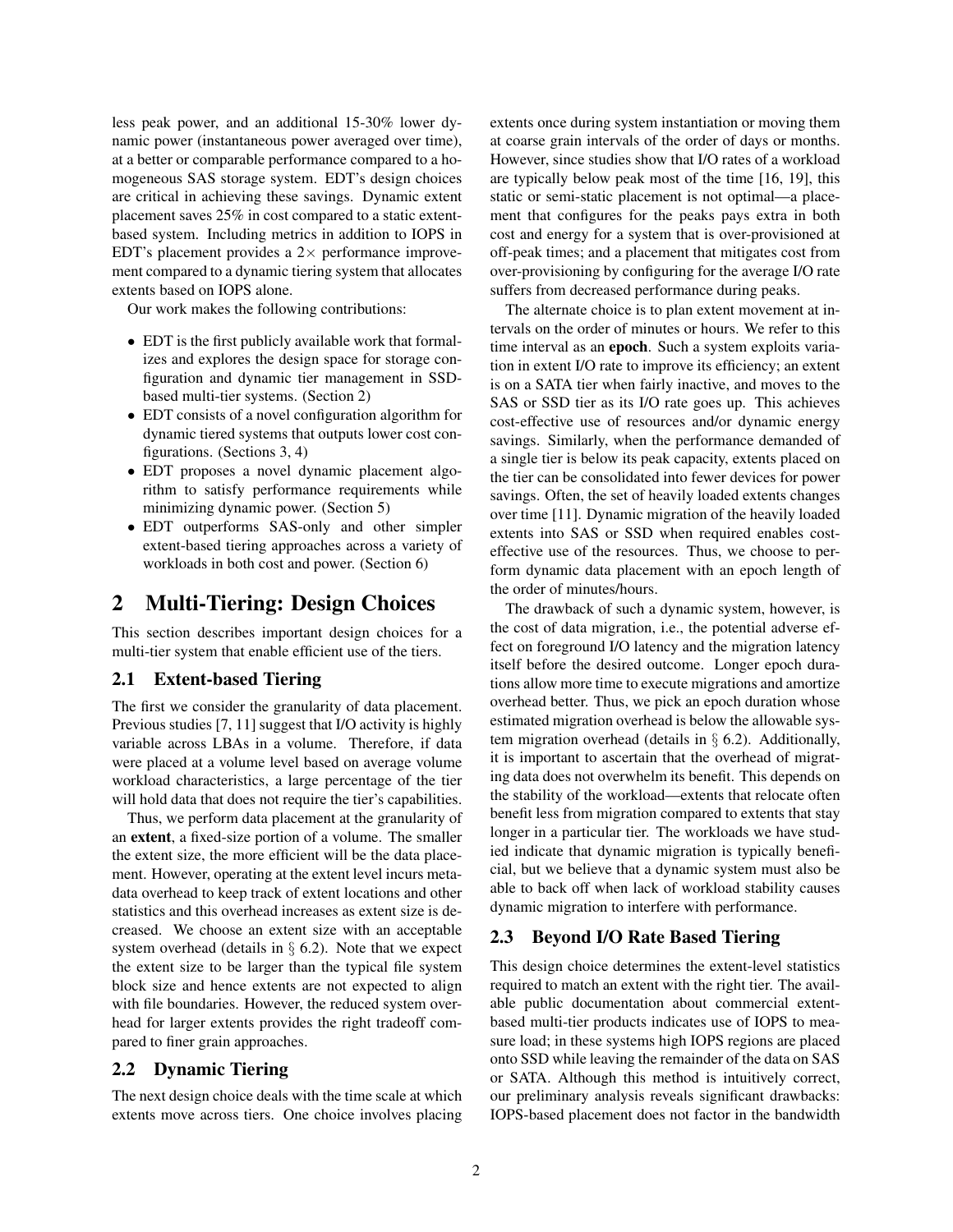less peak power, and an additional 15-30% lower dynamic power (instantaneous power averaged over time), at a better or comparable performance compared to a homogeneous SAS storage system. EDT's design choices are critical in achieving these savings. Dynamic extent placement saves 25% in cost compared to a static extent-based system. Including metrics in addition to IOPS in EDT's placement provides a $2\times$ performance improvement compared to a dynamic tiering system that allocates extents based on IOPS alone.

Our work makes the following contributions:

- EDT is the first publicly available work that formalizes and explores the design space for storage configuration and dynamic tier management in SSD-based multi-tier systems. (Section 2)
- EDT consists of a novel configuration algorithm for dynamic tiered systems that outputs lower cost configurations. (Sections 3, 4)
- EDT proposes a novel dynamic placement algorithm to satisfy performance requirements while minimizing dynamic power. (Section 5)
- EDT outperforms SAS-only and other simpler extent-based tiering approaches across a variety of workloads in both cost and power. (Section 6)

# 2 Multi-Tiering: Design Choices

This section describes important design choices for a multi-tier system that enable efficient use of the tiers.

## 2.1 Extent-based Tiering

The first we consider the granularity of data placement. Previous studies [7, 11] suggest that I/O activity is highly variable across LBAs in a volume. Therefore, if data were placed at a volume level based on average volume workload characteristics, a large percentage of the tier will hold data that does not require the tier's capabilities.

Thus, we perform data placement at the granularity of an **extent**, a fixed-size portion of a volume. The smaller the extent size, the more efficient will be the data placement. However, operating at the extent level incurs metadata overhead to keep track of extent locations and other statistics and this overhead increases as extent size is decreased. We choose an extent size with an acceptable system overhead (details in § 6.2). Note that we expect the extent size to be larger than the typical file system block size and hence extents are not expected to align with file boundaries. However, the reduced system overhead for larger extents provides the right tradeoff compared to finer grain approaches.

## 2.2 Dynamic Tiering

The next design choice deals with the time scale at which extents move across tiers. One choice involves placing extents once during system instantiation or moving them at coarse grain intervals of the order of days or months. However, since studies show that I/O rates of a workload are typically below peak most of the time [16, 19], this static or semi-static placement is not optimal—a placement that configures for the peaks pays extra in both cost and energy for a system that is over-provisioned at off-peak times; and a placement that mitigates cost from over-provisioning by configuring for the average I/O rate suffers from decreased performance during peaks.

The alternate choice is to plan extent movement at intervals on the order of minutes or hours. We refer to this time interval as an **epoch**. Such a system exploits variation in extent I/O rate to improve its efficiency; an extent is on a SATA tier when fairly inactive, and moves to the SAS or SSD tier as its I/O rate goes up. This achieves cost-effective use of resources and/or dynamic energy savings. Similarly, when the performance demanded of a single tier is below its peak capacity, extents placed on the tier can be consolidated into fewer devices for power savings. Often, the set of heavily loaded extents changes over time [11]. Dynamic migration of the heavily loaded extents into SAS or SSD when required enables cost-effective use of the resources. Thus, we choose to perform dynamic data placement with an epoch length of the order of minutes/hours.

The drawback of such a dynamic system, however, is the cost of data migration, i.e., the potential adverse effect on foreground I/O latency and the migration latency itself before the desired outcome. Longer epoch durations allow more time to execute migrations and amortize overhead better. Thus, we pick an epoch duration whose estimated migration overhead is below the allowable system migration overhead (details in § 6.2). Additionally, it is important to ascertain that the overhead of migrating data does not overwhelm its benefit. This depends on the stability of the workload—extents that relocate often benefit less from migration compared to extents that stay longer in a particular tier. The workloads we have studied indicate that dynamic migration is typically beneficial, but we believe that a dynamic system must also be able to back off when lack of workload stability causes dynamic migration to interfere with performance.

## 2.3 Beyond I/O Rate Based Tiering

This design choice determines the extent-level statistics required to match an extent with the right tier. The available public documentation about commercial extent-based multi-tier products indicates use of IOPS to measure load; in these systems high IOPS regions are placed onto SSD while leaving the remainder of the data on SAS or SATA. Although this method is intuitively correct, our preliminary analysis reveals significant drawbacks: IOPS-based placement does not factor in the bandwidth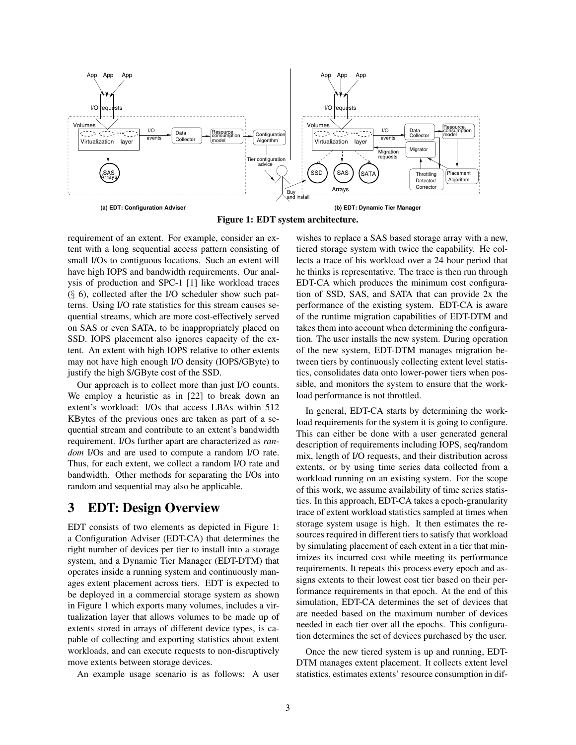**Figure 1: EDT system architecture.**

requirement of an extent. For example, consider an extent with a long sequential access pattern consisting of small I/Os to contiguous locations. Such an extent will have high IOPS and bandwidth requirements. Our analysis of production and SPC-1 [1] like workload traces (§ 6), collected after the I/O scheduler show such patterns. Using I/O rate statistics for this stream causes sequential streams, which are more cost-effectively served on SAS or even SATA, to be inappropriately placed on SSD. IOPS placement also ignores capacity of the extent. An extent with high IOPS relative to other extents may not have high enough I/O density (IOPS/GByte) to justify the high $/GByte cost of the SSD.

Our approach is to collect more than just I/O counts. We employ a heuristic as in [22] to break down an extent's workload: I/Os that access LBAs within 512 KBytes of the previous ones are taken as part of a sequential stream and contribute to an extent's bandwidth requirement. I/Os further apart are characterized as *random* I/Os and are used to compute a random I/O rate. Thus, for each extent, we collect a random I/O rate and bandwidth. Other methods for separating the I/Os into random and sequential may also be applicable.

# 3 EDT: Design Overview

EDT consists of two elements as depicted in Figure 1: a Configuration Adviser (EDT-CA) that determines the right number of devices per tier to install into a storage system, and a Dynamic Tier Manager (EDT-DTM) that operates inside a running system and continuously manages extent placement across tiers. EDT is expected to be deployed in a commercial storage system as shown in Figure 1 which exports many volumes, includes a virtualization layer that allows volumes to be made up of extents stored in arrays of different device types, is capable of collecting and exporting statistics about extent workloads, and can execute requests to non-disruptively move extents between storage devices.

An example usage scenario is as follows: A user wishes to replace a SAS based storage array with a new, tiered storage system with twice the capability. He collects a trace of his workload over a 24 hour period that he thinks is representative. The trace is then run through EDT-CA which produces the minimum cost configuration of SSD, SAS, and SATA that can provide 2x the performance of the existing system. EDT-CA is aware of the runtime migration capabilities of EDT-DTM and takes them into account when determining the configuration. The user installs the new system. During operation of the new system, EDT-DTM manages migration between tiers by continuously collecting extent level statistics, consolidates data onto lower-power tiers when possible, and monitors the system to ensure that the workload performance is not throttled.

In general, EDT-CA starts by determining the workload requirements for the system it is going to configure. This can either be done with a user generated general description of requirements including IOPS, seq/random mix, length of I/O requests, and their distribution across extents, or by using time series data collected from a workload running on an existing system. For the scope of this work, we assume availability of time series statistics. In this approach, EDT-CA takes a epoch-granularity trace of extent workload statistics sampled at times when storage system usage is high. It then estimates the resources required in different tiers to satisfy that workload by simulating placement of each extent in a tier that minimizes its incurred cost while meeting its performance requirements. It repeats this process every epoch and assigns extents to their lowest cost tier based on their performance requirements in that epoch. At the end of this simulation, EDT-CA determines the set of devices that are needed based on the maximum number of devices needed in each tier over all the epochs. This configuration determines the set of devices purchased by the user.

Once the new tiered system is up and running, EDT-DTM manages extent placement. It collects extent level statistics, estimates extents' resource consumption in dif-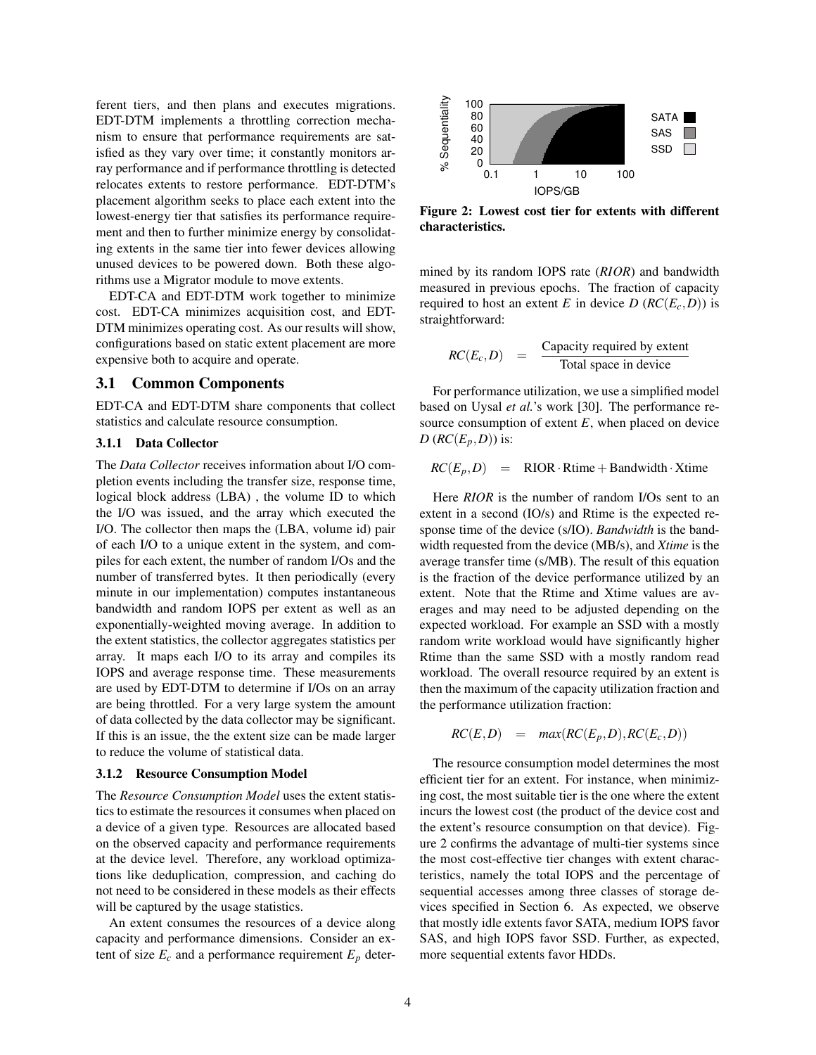ferent tiers, and then plans and executes migrations. EDT-DTM implements a throttling correction mechanism to ensure that performance requirements are satisfied as they vary over time; it constantly monitors array performance and if performance throttling is detected relocates extents to restore performance. EDT-DTM's placement algorithm seeks to place each extent into the lowest-energy tier that satisfies its performance requirement and then to further minimize energy by consolidating extents in the same tier into fewer devices allowing unused devices to be powered down. Both these algorithms use a Migrator module to move extents.

EDT-CA and EDT-DTM work together to minimize cost. EDT-CA minimizes acquisition cost, and EDT-DTM minimizes operating cost. As our results will show, configurations based on static extent placement are more expensive both to acquire and operate.

## 3.1 Common Components

EDT-CA and EDT-DTM share components that collect statistics and calculate resource consumption.

### 3.1.1 Data Collector

The *Data Collector* receives information about I/O completion events including the transfer size, response time, logical block address (LBA) , the volume ID to which the I/O was issued, and the array which executed the I/O. The collector then maps the (LBA, volume id) pair of each I/O to a unique extent in the system, and compiles for each extent, the number of random I/Os and the number of transferred bytes. It then periodically (every minute in our implementation) computes instantaneous bandwidth and random IOPS per extent as well as an exponentially-weighted moving average. In addition to the extent statistics, the collector aggregates statistics per array. It maps each I/O to its array and compiles its IOPS and average response time. These measurements are used by EDT-DTM to determine if I/Os on an array are being throttled. For a very large system the amount of data collected by the data collector may be significant. If this is an issue, the the extent size can be made larger to reduce the volume of statistical data.

### 3.1.2 Resource Consumption Model

The *Resource Consumption Model* uses the extent statistics to estimate the resources it consumes when placed on a device of a given type. Resources are allocated based on the observed capacity and performance requirements at the device level. Therefore, any workload optimizations like deduplication, compression, and caching do not need to be considered in these models as their effects will be captured by the usage statistics.

An extent consumes the resources of a device along capacity and performance dimensions. Consider an extent of size $E_c$ and a performance requirement $E_p$ determined by its random IOPS rate (*RIOR*) and bandwidth measured in previous epochs. The fraction of capacity required to host an extent $E$ in device $D$ ($RC(E_c,D)$) is straightforward:

$$RC(E_c,D) \quad = \quad \frac{\text{Capacity required by extent}}{\text{Total space in device}}$$

**Figure 2: Lowest cost tier for extents with different characteristics.**

For performance utilization, we use a simplified model based on Uysal *et al.*'s work [30]. The performance resource consumption of extent $E$, when placed on device $D$ ($RC(E_p,D)$) is:

$$RC(E_p,D) \quad = \quad \text{RIOR} \cdot \text{Rtime} + \text{Bandwidth} \cdot \text{Xtime}$$

Here *RIOR* is the number of random I/Os sent to an extent in a second (IO/s) and Rtime is the expected response time of the device (s/IO). *Bandwidth* is the bandwidth requested from the device (MB/s), and *Xtime* is the average transfer time (s/MB). The result of this equation is the fraction of the device performance utilized by an extent. Note that the Rtime and Xtime values are averages and may need to be adjusted depending on the expected workload. For example an SSD with a mostly random write workload would have significantly higher Rtime than the same SSD with a mostly random read workload. The overall resource required by an extent is then the maximum of the capacity utilization fraction and the performance utilization fraction:

$$RC(E,D) \quad = \quad max(RC(E_p,D),RC(E_c,D))$$

The resource consumption model determines the most efficient tier for an extent. For instance, when minimizing cost, the most suitable tier is the one where the extent incurs the lowest cost (the product of the device cost and the extent's resource consumption on that device). Figure 2 confirms the advantage of multi-tier systems since the most cost-effective tier changes with extent characteristics, namely the total IOPS and the percentage of sequential accesses among three classes of storage devices specified in Section 6. As expected, we observe that mostly idle extents favor SATA, medium IOPS favor SAS, and high IOPS favor SSD. Further, as expected, more sequential extents favor HDDs.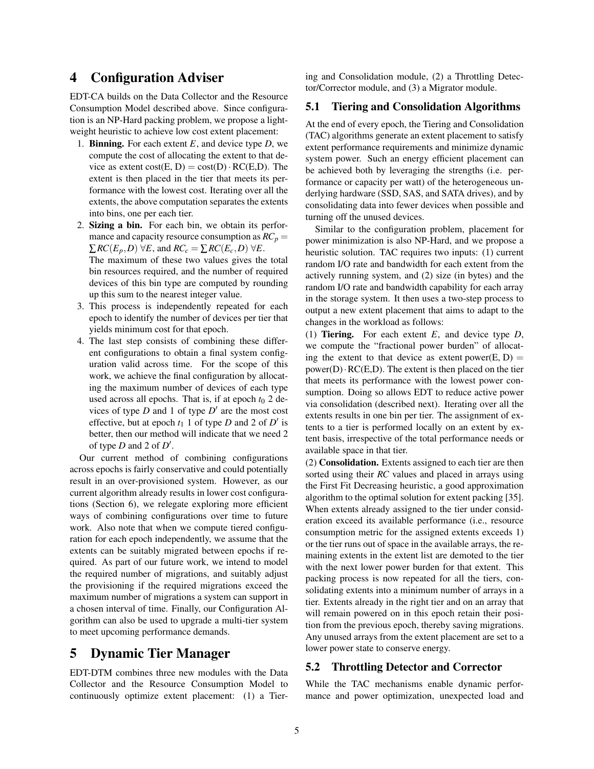# 4 Configuration Adviser

EDT-CA builds on the Data Collector and the Resource Consumption Model described above. Since configuration is an NP-Hard packing problem, we propose a lightweight heuristic to achieve low cost extent placement:

1. **Binning.** For each extent $E$, and device type $D$, we compute the cost of allocating the extent to that device as extent cost(E, D) = cost(D) $\cdot$ RC(E,D). The extent is then placed in the tier that meets its performance with the lowest cost. Iterating over all the extents, the above computation separates the extents into bins, one per each tier.
2. **Sizing a bin.** For each bin, we obtain its performance and capacity resource consumption as $RC_p = \sum RC(E_p, D)\ \forall E$, and $RC_c = \sum RC(E_c, D)\ \forall E$. The maximum of these two values gives the total bin resources required, and the number of required devices of this bin type are computed by rounding up this sum to the nearest integer value.
3. This process is independently repeated for each epoch to identify the number of devices per tier that yields minimum cost for that epoch.
4. The last step consists of combining these different configurations to obtain a final system configuration valid across time. For the scope of this work, we achieve the final configuration by allocating the maximum number of devices of each type used across all epochs. That is, if at epoch $t_0$ 2 devices of type $D$ and 1 of type $D'$ are the most cost effective, but at epoch $t_1$ 1 of type $D$ and 2 of $D'$ is better, then our method will indicate that we need 2 of type $D$ and 2 of $D'$.

Our current method of combining configurations across epochs is fairly conservative and could potentially result in an over-provisioned system. However, as our current algorithm already results in lower cost configurations (Section 6), we relegate exploring more efficient ways of combining configurations over time to future work. Also note that when we compute tiered configuration for each epoch independently, we assume that the extents can be suitably migrated between epochs if required. As part of our future work, we intend to model the required number of migrations, and suitably adjust the provisioning if the required migrations exceed the maximum number of migrations a system can support in a chosen interval of time. Finally, our Configuration Algorithm can also be used to upgrade a multi-tier system to meet upcoming performance demands.

# 5 Dynamic Tier Manager

EDT-DTM combines three new modules with the Data Collector and the Resource Consumption Model to continuously optimize extent placement: (1) a Tiering and Consolidation module, (2) a Throttling Detector/Corrector module, and (3) a Migrator module.

## 5.1 Tiering and Consolidation Algorithms

At the end of every epoch, the Tiering and Consolidation (TAC) algorithms generate an extent placement to satisfy extent performance requirements and minimize dynamic system power. Such an energy efficient placement can be achieved both by leveraging the strengths (i.e. performance or capacity per watt) of the heterogeneous underlying hardware (SSD, SAS, and SATA drives), and by consolidating data into fewer devices when possible and turning off the unused devices.

Similar to the configuration problem, placement for power minimization is also NP-Hard, and we propose a heuristic solution. TAC requires two inputs: (1) current random I/O rate and bandwidth for each extent from the actively running system, and (2) size (in bytes) and the random I/O rate and bandwidth capability for each array in the storage system. It then uses a two-step process to output a new extent placement that aims to adapt to the changes in the workload as follows:

(1) **Tiering.** For each extent $E$, and device type $D$, we compute the "fractional power burden" of allocating the extent to that device as extent power(E, D) = power(D) $\cdot$ RC(E,D). The extent is then placed on the tier that meets its performance with the lowest power consumption. Doing so allows EDT to reduce active power via consolidation (described next). Iterating over all the extents results in one bin per tier. The assignment of extents to a tier is performed locally on an extent by extent basis, irrespective of the total performance needs or available space in that tier.

(2) **Consolidation.** Extents assigned to each tier are then sorted using their *RC* values and placed in arrays using the First Fit Decreasing heuristic, a good approximation algorithm to the optimal solution for extent packing [35]. When extents already assigned to the tier under consideration exceed its available performance (i.e., resource consumption metric for the assigned extents exceeds 1) or the tier runs out of space in the available arrays, the remaining extents in the extent list are demoted to the tier with the next lower power burden for that extent. This packing process is now repeated for all the tiers, consolidating extents into a minimum number of arrays in a tier. Extents already in the right tier and on an array that will remain powered on in this epoch retain their position from the previous epoch, thereby saving migrations. Any unused arrays from the extent placement are set to a lower power state to conserve energy.

## 5.2 Throttling Detector and Corrector

While the TAC mechanisms enable dynamic performance and power optimization, unexpected load and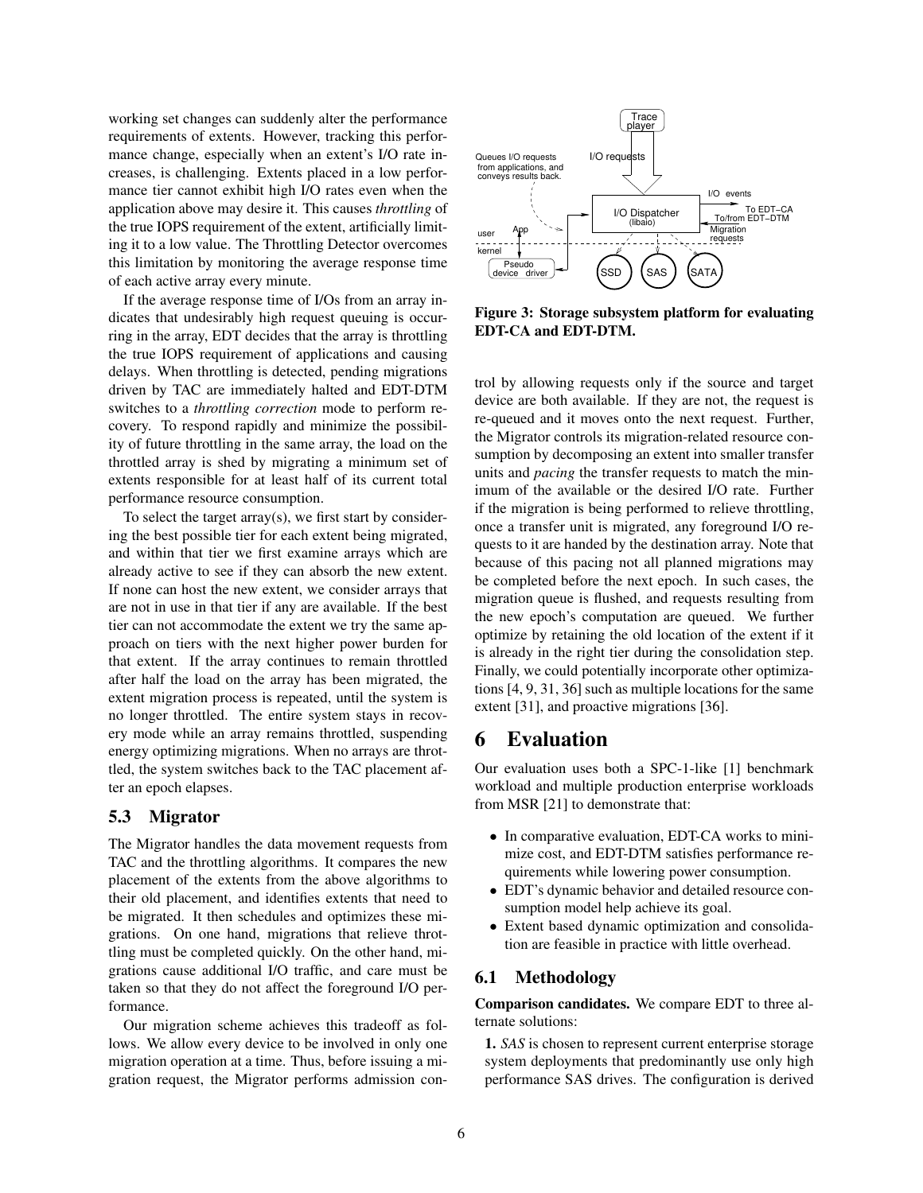working set changes can suddenly alter the performance requirements of extents. However, tracking this performance change, especially when an extent's I/O rate increases, is challenging. Extents placed in a low performance tier cannot exhibit high I/O rates even when the application above may desire it. This causes *throttling* of the true IOPS requirement of the extent, artificially limiting it to a low value. The Throttling Detector overcomes this limitation by monitoring the average response time of each active array every minute.

If the average response time of I/Os from an array indicates that undesirably high request queuing is occurring in the array, EDT decides that the array is throttling the true IOPS requirement of applications and causing delays. When throttling is detected, pending migrations driven by TAC are immediately halted and EDT-DTM switches to a *throttling correction* mode to perform recovery. To respond rapidly and minimize the possibility of future throttling in the same array, the load on the throttled array is shed by migrating a minimum set of extents responsible for at least half of its current total performance resource consumption.

To select the target array(s), we first start by considering the best possible tier for each extent being migrated, and within that tier we first examine arrays which are already active to see if they can absorb the new extent. If none can host the new extent, we consider arrays that are not in use in that tier if any are available. If the best tier can not accommodate the extent we try the same approach on tiers with the next higher power burden for that extent. If the array continues to remain throttled after half the load on the array has been migrated, the extent migration process is repeated, until the system is no longer throttled. The entire system stays in recovery mode while an array remains throttled, suspending energy optimizing migrations. When no arrays are throttled, the system switches back to the TAC placement after an epoch elapses.

### 5.3 Migrator

The Migrator handles the data movement requests from TAC and the throttling algorithms. It compares the new placement of the extents from the above algorithms to their old placement, and identifies extents that need to be migrated. It then schedules and optimizes these migrations. On one hand, migrations that relieve throttling must be completed quickly. On the other hand, migrations cause additional I/O traffic, and care must be taken so that they do not affect the foreground I/O performance.

Our migration scheme achieves this tradeoff as follows. We allow every device to be involved in only one migration operation at a time. Thus, before issuing a migration request, the Migrator performs admission control by allowing requests only if the source and target device are both available. If they are not, the request is re-queued and it moves onto the next request. Further, the Migrator controls its migration-related resource consumption by decomposing an extent into smaller transfer units and *pacing* the transfer requests to match the minimum of the available or the desired I/O rate. Further if the migration is being performed to relieve throttling, once a transfer unit is migrated, any foreground I/O requests to it are handed by the destination array. Note that because of this pacing not all planned migrations may be completed before the next epoch. In such cases, the migration queue is flushed, and requests resulting from the new epoch's computation are queued. We further optimize by retaining the old location of the extent if it is already in the right tier during the consolidation step. Finally, we could potentially incorporate other optimizations [4, 9, 31, 36] such as multiple locations for the same extent [31], and proactive migrations [36].

**Figure 3: Storage subsystem platform for evaluating EDT-CA and EDT-DTM.**

## 6 Evaluation

Our evaluation uses both a SPC-1-like [1] benchmark workload and multiple production enterprise workloads from MSR [21] to demonstrate that:

- In comparative evaluation, EDT-CA works to minimize cost, and EDT-DTM satisfies performance requirements while lowering power consumption.
- EDT's dynamic behavior and detailed resource consumption model help achieve its goal.
- Extent based dynamic optimization and consolidation are feasible in practice with little overhead.

### 6.1 Methodology

**Comparison candidates.** We compare EDT to three alternate solutions:

**1.** *SAS* is chosen to represent current enterprise storage system deployments that predominantly use only high performance SAS drives. The configuration is derived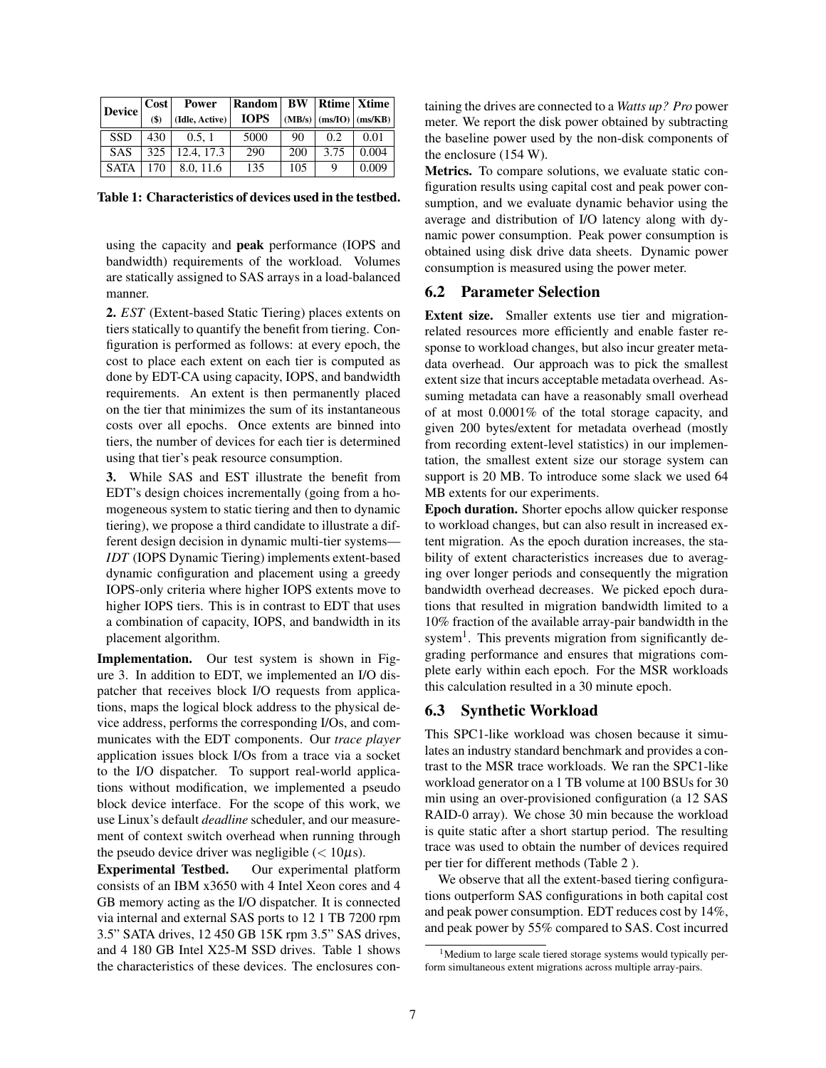| Device | Cost ($) | Power (Idle, Active) | Random IOPS | BW (MB/s) | Rtime (ms/IO) | Xtime (ms/KB) |
|---|---|---|---|---|---|---|
| SSD | 430 | 0.5, 1 | 5000 | 90 | 0.2 | 0.01 |
| SAS | 325 | 12.4, 17.3 | 290 | 200 | 3.75 | 0.004 |
| SATA | 170 | 8.0, 11.6 | 135 | 105 | 9 | 0.009 |

**Table 1: Characteristics of devices used in the testbed.**

using the capacity and **peak** performance (IOPS and bandwidth) requirements of the workload. Volumes are statically assigned to SAS arrays in a load-balanced manner.

**2.** *EST* (Extent-based Static Tiering) places extents on tiers statically to quantify the benefit from tiering. Configuration is performed as follows: at every epoch, the cost to place each extent on each tier is computed as done by EDT-CA using capacity, IOPS, and bandwidth requirements. An extent is then permanently placed on the tier that minimizes the sum of its instantaneous costs over all epochs. Once extents are binned into tiers, the number of devices for each tier is determined using that tier's peak resource consumption.

**3.** While SAS and EST illustrate the benefit from EDT's design choices incrementally (going from a homogeneous system to static tiering and then to dynamic tiering), we propose a third candidate to illustrate a different design decision in dynamic multi-tier systems—*IDT* (IOPS Dynamic Tiering) implements extent-based dynamic configuration and placement using a greedy IOPS-only criteria where higher IOPS extents move to higher IOPS tiers. This is in contrast to EDT that uses a combination of capacity, IOPS, and bandwidth in its placement algorithm.

**Implementation.** Our test system is shown in Figure 3. In addition to EDT, we implemented an I/O dispatcher that receives block I/O requests from applications, maps the logical block address to the physical device address, performs the corresponding I/Os, and communicates with the EDT components. Our *trace player* application issues block I/Os from a trace via a socket to the I/O dispatcher. To support real-world applications without modification, we implemented a pseudo block device interface. For the scope of this work, we use Linux's default *deadline* scheduler, and our measurement of context switch overhead when running through the pseudo device driver was negligible ($< 10\mu$s).

**Experimental Testbed.** Our experimental platform consists of an IBM x3650 with 4 Intel Xeon cores and 4 GB memory acting as the I/O dispatcher. It is connected via internal and external SAS ports to 12 1 TB 7200 rpm 3.5" SATA drives, 12 450 GB 15K rpm 3.5" SAS drives, and 4 180 GB Intel X25-M SSD drives. Table 1 shows the characteristics of these devices. The enclosures containing the drives are connected to a *Watts up? Pro* power meter. We report the disk power obtained by subtracting the baseline power used by the non-disk components of the enclosure (154 W).

**Metrics.** To compare solutions, we evaluate static configuration results using capital cost and peak power consumption, and we evaluate dynamic behavior using the average and distribution of I/O latency along with dynamic power consumption. Peak power consumption is obtained using disk drive data sheets. Dynamic power consumption is measured using the power meter.

## 6.2 Parameter Selection

**Extent size.** Smaller extents use tier and migration-related resources more efficiently and enable faster response to workload changes, but also incur greater metadata overhead. Our approach was to pick the smallest extent size that incurs acceptable metadata overhead. Assuming metadata can have a reasonably small overhead of at most 0.0001% of the total storage capacity, and given 200 bytes/extent for metadata overhead (mostly from recording extent-level statistics) in our implementation, the smallest extent size our storage system can support is 20 MB. To introduce some slack we used 64 MB extents for our experiments.

**Epoch duration.** Shorter epochs allow quicker response to workload changes, but can also result in increased extent migration. As the epoch duration increases, the stability of extent characteristics increases due to averaging over longer periods and consequently the migration bandwidth overhead decreases. We picked epoch durations that resulted in migration bandwidth limited to a 10% fraction of the available array-pair bandwidth in the system[1]. This prevents migration from significantly degrading performance and ensures that migrations complete early within each epoch. For the MSR workloads this calculation resulted in a 30 minute epoch.

## 6.3 Synthetic Workload

This SPC1-like workload was chosen because it simulates an industry standard benchmark and provides a contrast to the MSR trace workloads. We ran the SPC1-like workload generator on a 1 TB volume at 100 BSUs for 30 min using an over-provisioned configuration (a 12 SAS RAID-0 array). We chose 30 min because the workload is quite static after a short startup period. The resulting trace was used to obtain the number of devices required per tier for different methods (Table 2 ).

We observe that all the extent-based tiering configurations outperform SAS configurations in both capital cost and peak power consumption. EDT reduces cost by 14%, and peak power by 55% compared to SAS. Cost incurred

[1] Medium to large scale tiered storage systems would typically perform simultaneous extent migrations across multiple array-pairs.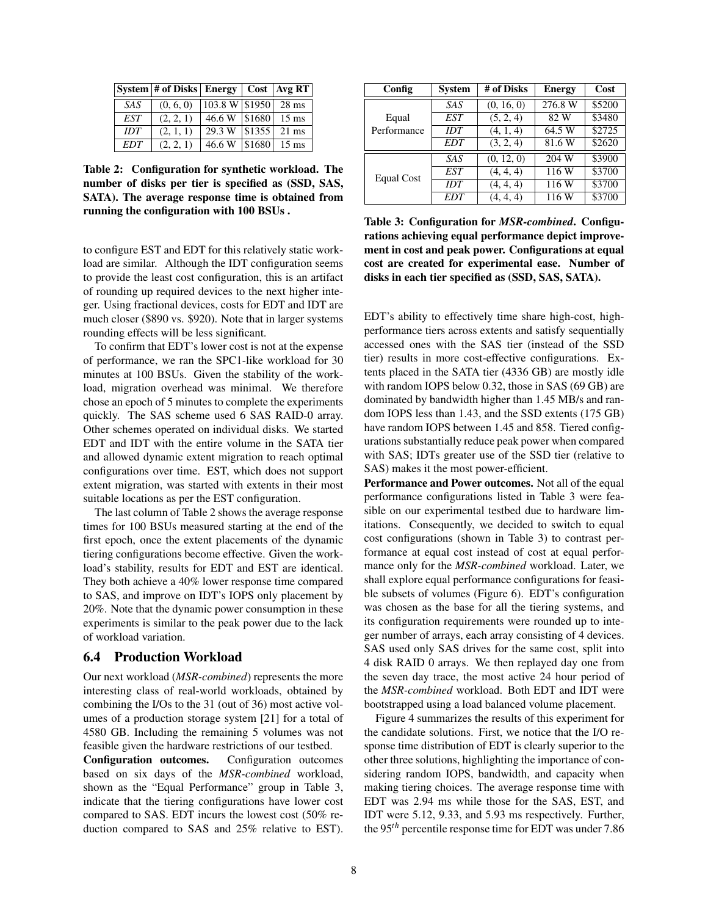| System | # of Disks | Energy | Cost | Avg RT |
| --- | --- | --- | --- | --- |
| *SAS* | (0, 6, 0) | 103.8 W | $1950 | 28 ms |
| *EST* | (2, 2, 1) | 46.6 W | $1680 | 15 ms |
| *IDT* | (2, 1, 1) | 29.3 W | $1355 | 21 ms |
| *EDT* | (2, 2, 1) | 46.6 W | $1680 | 15 ms |

**Table 2: Configuration for synthetic workload. The number of disks per tier is specified as (SSD, SAS, SATA). The average response time is obtained from running the configuration with 100 BSUs .**

to configure EST and EDT for this relatively static workload are similar. Although the IDT configuration seems to provide the least cost configuration, this is an artifact of rounding up required devices to the next higher integer. Using fractional devices, costs for EDT and IDT are much closer ($890 vs. $920). Note that in larger systems rounding effects will be less significant.

To confirm that EDT's lower cost is not at the expense of performance, we ran the SPC1-like workload for 30 minutes at 100 BSUs. Given the stability of the workload, migration overhead was minimal. We therefore chose an epoch of 5 minutes to complete the experiments quickly. The SAS scheme used 6 SAS RAID-0 array. Other schemes operated on individual disks. We started EDT and IDT with the entire volume in the SATA tier and allowed dynamic extent migration to reach optimal configurations over time. EST, which does not support extent migration, was started with extents in their most suitable locations as per the EST configuration.

The last column of Table 2 shows the average response times for 100 BSUs measured starting at the end of the first epoch, once the extent placements of the dynamic tiering configurations become effective. Given the workload's stability, results for EDT and EST are identical. They both achieve a 40% lower response time compared to SAS, and improve on IDT's IOPS only placement by 20%. Note that the dynamic power consumption in these experiments is similar to the peak power due to the lack of workload variation.

## 6.4 Production Workload

Our next workload (*MSR-combined*) represents the more interesting class of real-world workloads, obtained by combining the I/Os to the 31 (out of 36) most active volumes of a production storage system [21] for a total of 4580 GB. Including the remaining 5 volumes was not feasible given the hardware restrictions of our testbed.

**Configuration outcomes.** Configuration outcomes based on six days of the *MSR-combined* workload, shown as the "Equal Performance" group in Table 3, indicate that the tiering configurations have lower cost compared to SAS. EDT incurs the lowest cost (50% reduction compared to SAS and 25% relative to EST).

| Config | System | # of Disks | Energy | Cost |
| --- | --- | --- | --- | --- |
| Equal Performance | *SAS* | (0, 16, 0) | 276.8 W | $5200 |
| | *EST* | (5, 2, 4) | 82 W | $3480 |
| | *IDT* | (4, 1, 4) | 64.5 W | $2725 |
| | *EDT* | (3, 2, 4) | 81.6 W | $2620 |
| Equal Cost | *SAS* | (0, 12, 0) | 204 W | $3900 |
| | *EST* | (4, 4, 4) | 116 W | $3700 |
| | *IDT* | (4, 4, 4) | 116 W | $3700 |
| | *EDT* | (4, 4, 4) | 116 W | $3700 |

**Table 3: Configuration for *MSR-combined*. Configurations achieving equal performance depict improvement in cost and peak power. Configurations at equal cost are created for experimental ease. Number of disks in each tier specified as (SSD, SAS, SATA).**

EDT's ability to effectively time share high-cost, high-performance tiers across extents and satisfy sequentially accessed ones with the SAS tier (instead of the SSD tier) results in more cost-effective configurations. Extents placed in the SATA tier (4336 GB) are mostly idle with random IOPS below 0.32, those in SAS (69 GB) are dominated by bandwidth higher than 1.45 MB/s and random IOPS less than 1.43, and the SSD extents (175 GB) have random IOPS between 1.45 and 858. Tiered configurations substantially reduce peak power when compared with SAS; IDTs greater use of the SSD tier (relative to SAS) makes it the most power-efficient.

**Performance and Power outcomes.** Not all of the equal performance configurations listed in Table 3 were feasible on our experimental testbed due to hardware limitations. Consequently, we decided to switch to equal cost configurations (shown in Table 3) to contrast performance at equal cost instead of cost at equal performance only for the *MSR-combined* workload. Later, we shall explore equal performance configurations for feasible subsets of volumes (Figure 6). EDT's configuration was chosen as the base for all the tiering systems, and its configuration requirements were rounded up to integer number of arrays, each array consisting of 4 devices. SAS used only SAS drives for the same cost, split into 4 disk RAID 0 arrays. We then replayed day one from the seven day trace, the most active 24 hour period of the *MSR-combined* workload. Both EDT and IDT were bootstrapped using a load balanced volume placement.

Figure 4 summarizes the results of this experiment for the candidate solutions. First, we notice that the I/O response time distribution of EDT is clearly superior to the other three solutions, highlighting the importance of considering random IOPS, bandwidth, and capacity when making tiering choices. The average response time with EDT was 2.94 ms while those for the SAS, EST, and IDT were 5.12, 9.33, and 5.93 ms respectively. Further, the $95^{th}$ percentile response time for EDT was under 7.86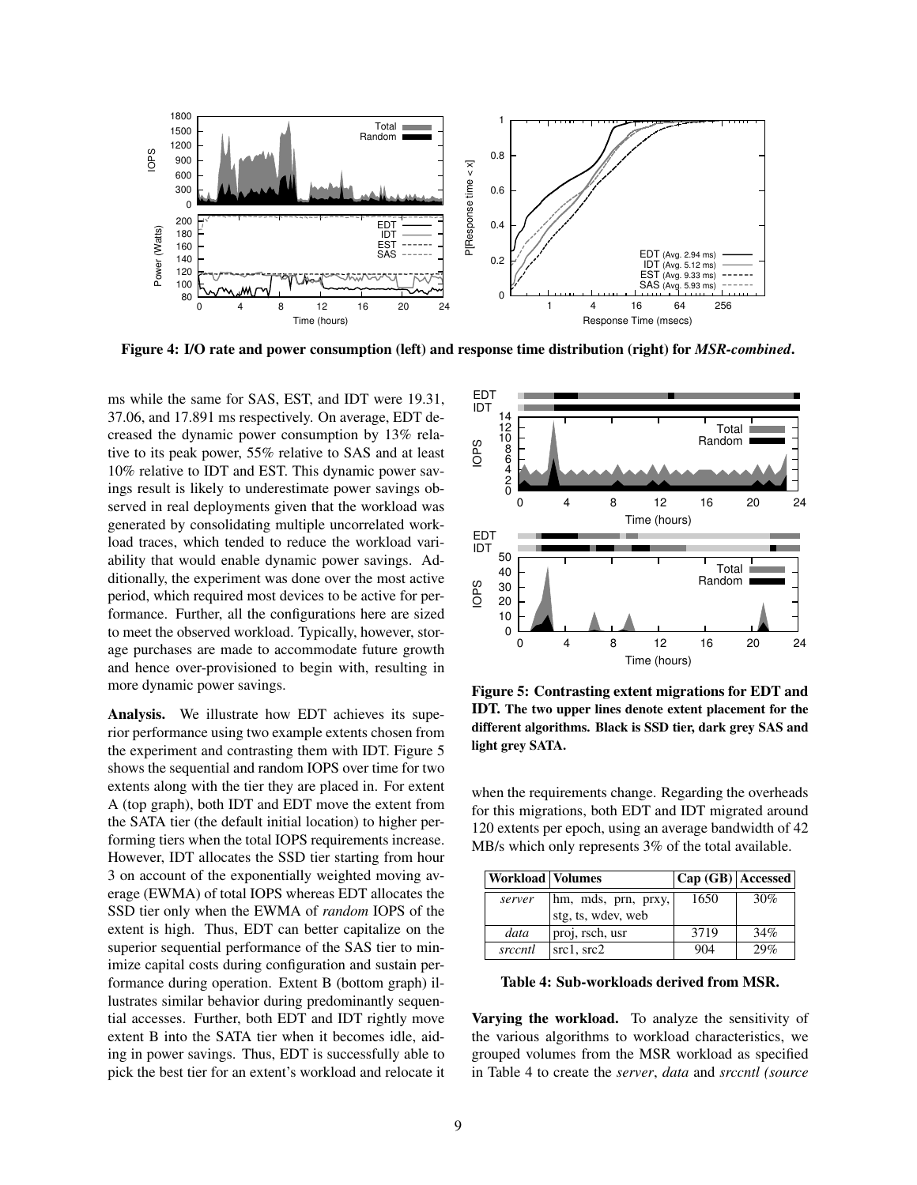**Figure 4: I/O rate and power consumption (left) and response time distribution (right) for *MSR-combined*.**

ms while the same for SAS, EST, and IDT were 19.31, 37.06, and 17.891 ms respectively. On average, EDT decreased the dynamic power consumption by 13% relative to its peak power, 55% relative to SAS and at least 10% relative to IDT and EST. This dynamic power savings result is likely to underestimate power savings observed in real deployments given that the workload was generated by consolidating multiple uncorrelated workload traces, which tended to reduce the workload variability that would enable dynamic power savings. Additionally, the experiment was done over the most active period, which required most devices to be active for performance. Further, all the configurations here are sized to meet the observed workload. Typically, however, storage purchases are made to accommodate future growth and hence over-provisioned to begin with, resulting in more dynamic power savings.

**Analysis.** We illustrate how EDT achieves its superior performance using two example extents chosen from the experiment and contrasting them with IDT. Figure 5 shows the sequential and random IOPS over time for two extents along with the tier they are placed in. For extent A (top graph), both IDT and EDT move the extent from the SATA tier (the default initial location) to higher performing tiers when the total IOPS requirements increase. However, IDT allocates the SSD tier starting from hour 3 on account of the exponentially weighted moving average (EWMA) of total IOPS whereas EDT allocates the SSD tier only when the EWMA of *random* IOPS of the extent is high. Thus, EDT can better capitalize on the superior sequential performance of the SAS tier to minimize capital costs during configuration and sustain performance during operation. Extent B (bottom graph) illustrates similar behavior during predominantly sequential accesses. Further, both EDT and IDT rightly move extent B into the SATA tier when it becomes idle, aiding in power savings. Thus, EDT is successfully able to pick the best tier for an extent's workload and relocate it when the requirements change. Regarding the overheads for this migrations, both EDT and IDT migrated around 120 extents per epoch, using an average bandwidth of 42 MB/s which only represents 3% of the total available.

**Figure 5: Contrasting extent migrations for EDT and IDT. The two upper lines denote extent placement for the different algorithms. Black is SSD tier, dark grey SAS and light grey SATA.**

| Workload | Volumes | Cap (GB) | Accessed |
|---|---|---|---|
| *server* | hm, mds, prn, prxy, stg, ts, wdev, web | 1650 | 30% |
| *data* | proj, rsch, usr | 3719 | 34% |
| *srccntl* | src1, src2 | 904 | 29% |

**Table 4: Sub-workloads derived from MSR.**

**Varying the workload.** To analyze the sensitivity of the various algorithms to workload characteristics, we grouped volumes from the MSR workload as specified in Table 4 to create the *server*, *data* and *srccntl (source*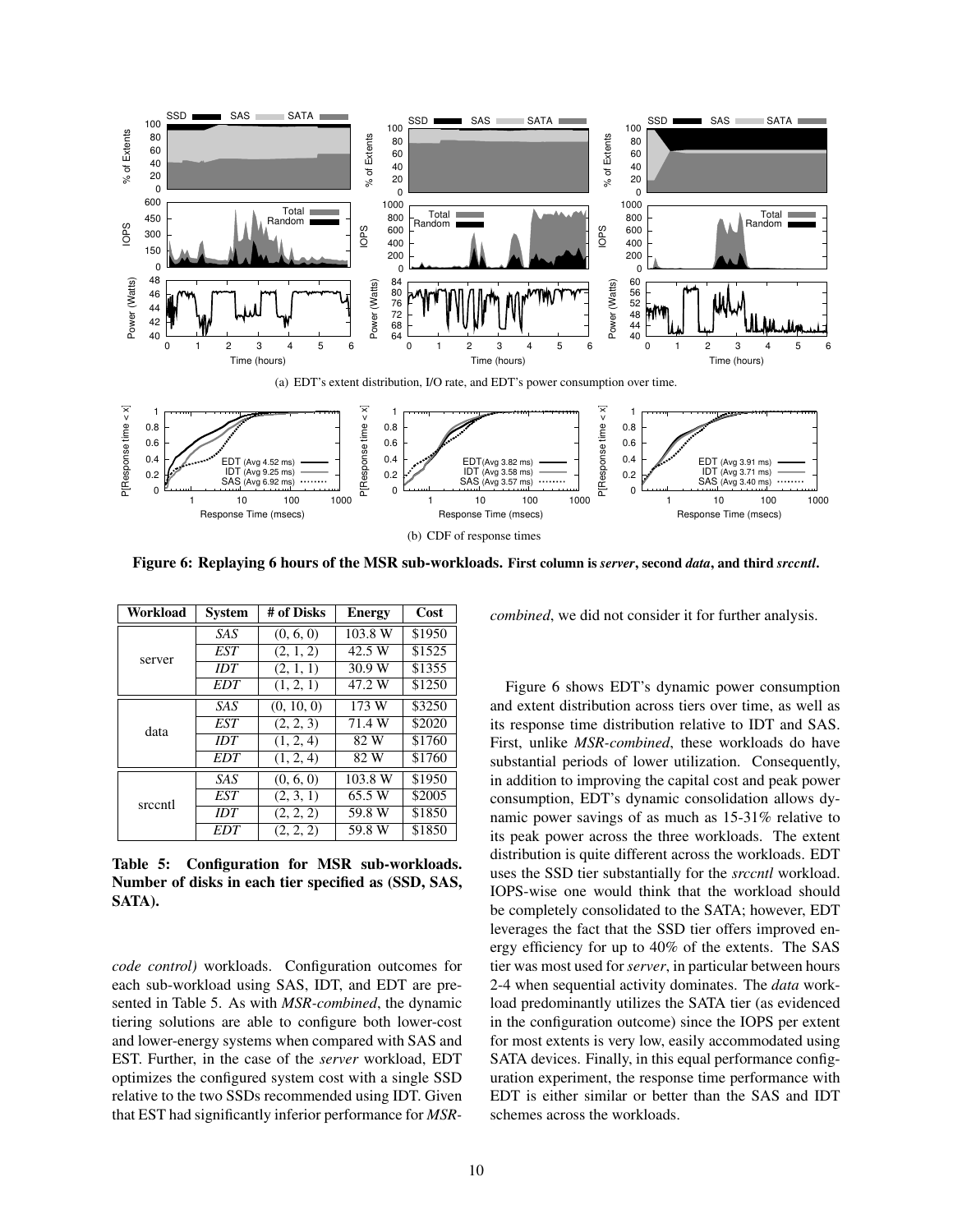(a) EDT's extent distribution, I/O rate, and EDT's power consumption over time.

(b) CDF of response times

**Figure 6: Replaying 6 hours of the MSR sub-workloads.** **First column is *server*, second *data*, and third *srccntl*.**

| Workload | System | # of Disks | Energy | Cost |
|---|---|---|---|---|
| server | *SAS* | (0, 6, 0) | 103.8 W | $1950 |
| | *EST* | (2, 1, 2) | 42.5 W | $1525 |
| | *IDT* | (2, 1, 1) | 30.9 W | $1355 |
| | *EDT* | (1, 2, 1) | 47.2 W | $1250 |
| data | *SAS* | (0, 10, 0) | 173 W | $3250 |
| | *EST* | (2, 2, 3) | 71.4 W | $2020 |
| | *IDT* | (1, 2, 4) | 82 W | $1760 |
| | *EDT* | (1, 2, 4) | 82 W | $1760 |
| srccntl | *SAS* | (0, 6, 0) | 103.8 W | $1950 |
| | *EST* | (2, 3, 1) | 65.5 W | $2005 |
| | *IDT* | (2, 2, 2) | 59.8 W | $1850 |
| | *EDT* | (2, 2, 2) | 59.8 W | $1850 |

**Table 5: Configuration for MSR sub-workloads. Number of disks in each tier specified as (SSD, SAS, SATA).**

*code control)* workloads. Configuration outcomes for each sub-workload using SAS, IDT, and EDT are presented in Table 5. As with *MSR-combined*, the dynamic tiering solutions are able to configure both lower-cost and lower-energy systems when compared with SAS and EST. Further, in the case of the *server* workload, EDT optimizes the configured system cost with a single SSD relative to the two SSDs recommended using IDT. Given that EST had significantly inferior performance for *MSR-combined*, we did not consider it for further analysis.

Figure 6 shows EDT's dynamic power consumption and extent distribution across tiers over time, as well as its response time distribution relative to IDT and SAS. First, unlike *MSR-combined*, these workloads do have substantial periods of lower utilization. Consequently, in addition to improving the capital cost and peak power consumption, EDT's dynamic consolidation allows dynamic power savings of as much as 15-31% relative to its peak power across the three workloads. The extent distribution is quite different across the workloads. EDT uses the SSD tier substantially for the *srccntl* workload. IOPS-wise one would think that the workload should be completely consolidated to the SATA; however, EDT leverages the fact that the SSD tier offers improved energy efficiency for up to 40% of the extents. The SAS tier was most used for *server*, in particular between hours 2-4 when sequential activity dominates. The *data* workload predominantly utilizes the SATA tier (as evidenced in the configuration outcome) since the IOPS per extent for most extents is very low, easily accommodated using SATA devices. Finally, in this equal performance configuration experiment, the response time performance with EDT is either similar or better than the SAS and IDT schemes across the workloads.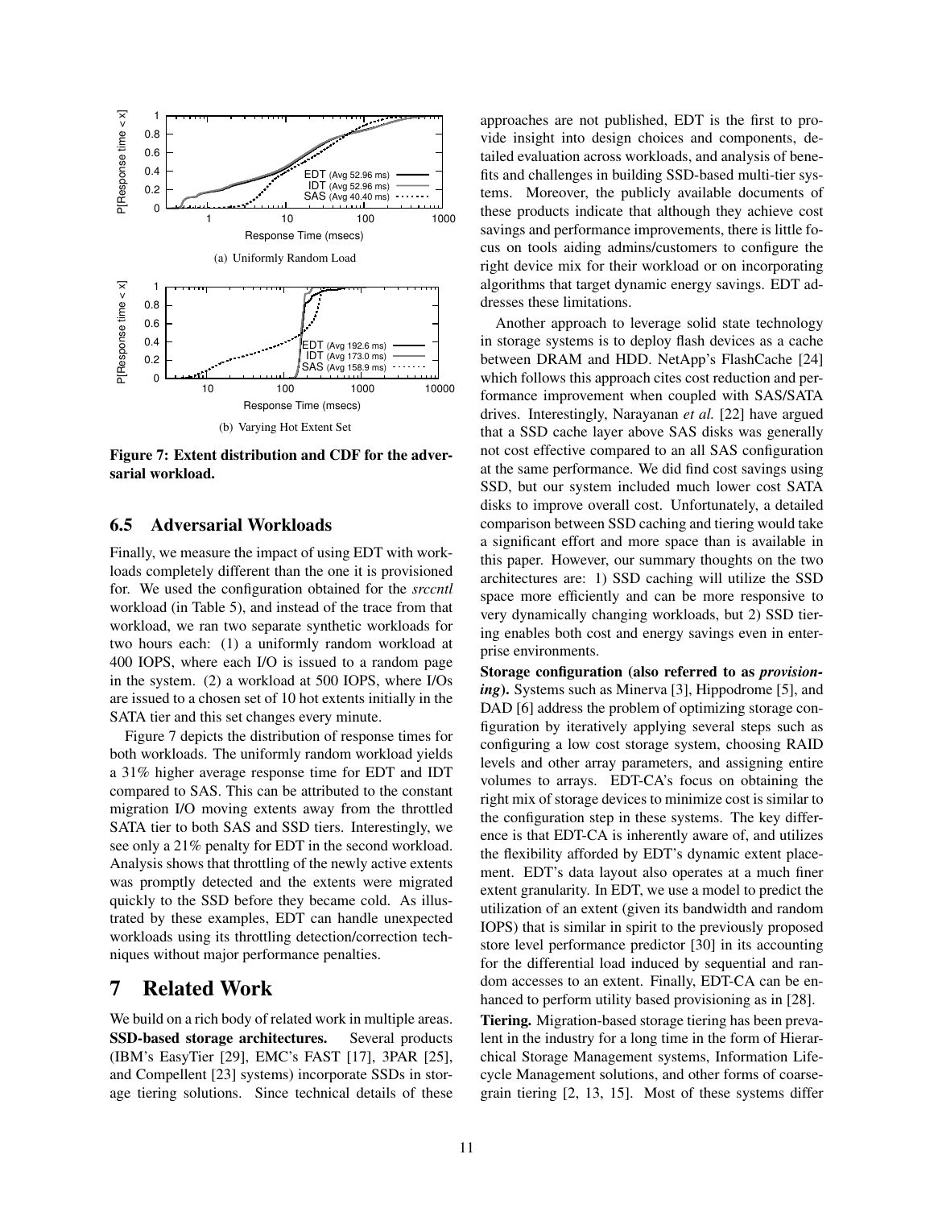(a) Uniformly Random Load

(b) Varying Hot Extent Set

**Figure 7: Extent distribution and CDF for the adversarial workload.**

### 6.5 Adversarial Workloads

Finally, we measure the impact of using EDT with workloads completely different than the one it is provisioned for. We used the configuration obtained for the *srccntl* workload (in Table 5), and instead of the trace from that workload, we ran two separate synthetic workloads for two hours each: (1) a uniformly random workload at 400 IOPS, where each I/O is issued to a random page in the system. (2) a workload at 500 IOPS, where I/Os are issued to a chosen set of 10 hot extents initially in the SATA tier and this set changes every minute.

Figure 7 depicts the distribution of response times for both workloads. The uniformly random workload yields a 31% higher average response time for EDT and IDT compared to SAS. This can be attributed to the constant migration I/O moving extents away from the throttled SATA tier to both SAS and SSD tiers. Interestingly, we see only a 21% penalty for EDT in the second workload. Analysis shows that throttling of the newly active extents was promptly detected and the extents were migrated quickly to the SSD before they became cold. As illustrated by these examples, EDT can handle unexpected workloads using its throttling detection/correction techniques without major performance penalties.

## 7 Related Work

We build on a rich body of related work in multiple areas.

**SSD-based storage architectures.** Several products (IBM's EasyTier [29], EMC's FAST [17], 3PAR [25], and Compellent [23] systems) incorporate SSDs in storage tiering solutions. Since technical details of these approaches are not published, EDT is the first to provide insight into design choices and components, detailed evaluation across workloads, and analysis of benefits and challenges in building SSD-based multi-tier systems. Moreover, the publicly available documents of these products indicate that although they achieve cost savings and performance improvements, there is little focus on tools aiding admins/customers to configure the right device mix for their workload or on incorporating algorithms that target dynamic energy savings. EDT addresses these limitations.

Another approach to leverage solid state technology in storage systems is to deploy flash devices as a cache between DRAM and HDD. NetApp's FlashCache [24] which follows this approach cites cost reduction and performance improvement when coupled with SAS/SATA drives. Interestingly, Narayanan *et al.* [22] have argued that a SSD cache layer above SAS disks was generally not cost effective compared to an all SAS configuration at the same performance. We did find cost savings using SSD, but our system included much lower cost SATA disks to improve overall cost. Unfortunately, a detailed comparison between SSD caching and tiering would take a significant effort and more space than is available in this paper. However, our summary thoughts on the two architectures are: 1) SSD caching will utilize the SSD space more efficiently and can be more responsive to very dynamically changing workloads, but 2) SSD tiering enables both cost and energy savings even in enterprise environments.

**Storage configuration (also referred to as *provisioning*).** Systems such as Minerva [3], Hippodrome [5], and DAD [6] address the problem of optimizing storage configuration by iteratively applying several steps such as configuring a low cost storage system, choosing RAID levels and other array parameters, and assigning entire volumes to arrays. EDT-CA's focus on obtaining the right mix of storage devices to minimize cost is similar to the configuration step in these systems. The key difference is that EDT-CA is inherently aware of, and utilizes the flexibility afforded by EDT's dynamic extent placement. EDT's data layout also operates at a much finer extent granularity. In EDT, we use a model to predict the utilization of an extent (given its bandwidth and random IOPS) that is similar in spirit to the previously proposed store level performance predictor [30] in its accounting for the differential load induced by sequential and random accesses to an extent. Finally, EDT-CA can be enhanced to perform utility based provisioning as in [28].

**Tiering.** Migration-based storage tiering has been prevalent in the industry for a long time in the form of Hierarchical Storage Management systems, Information Lifecycle Management solutions, and other forms of coarse-grain tiering [2, 13, 15]. Most of these systems differ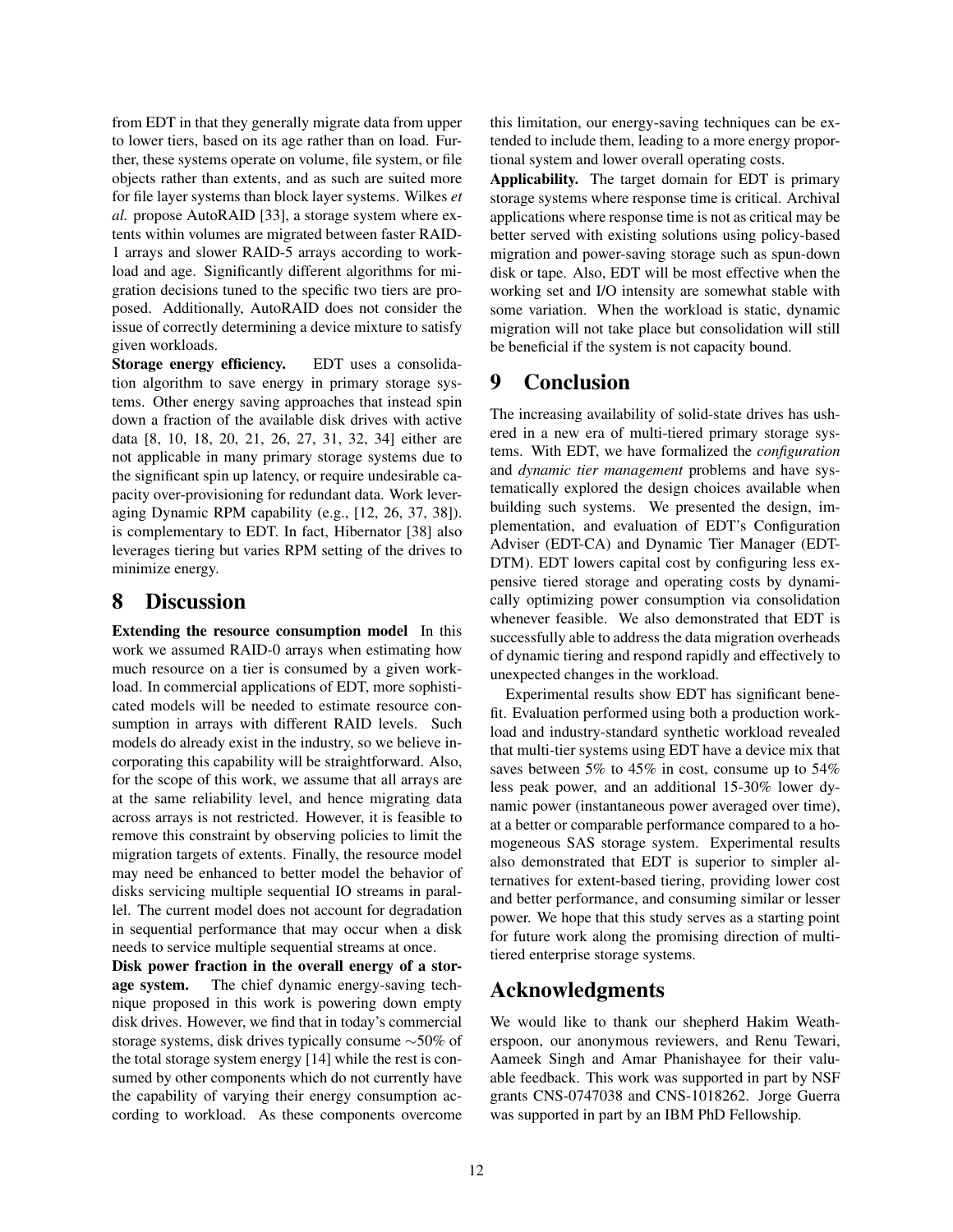from EDT in that they generally migrate data from upper to lower tiers, based on its age rather than on load. Further, these systems operate on volume, file system, or file objects rather than extents, and as such are suited more for file layer systems than block layer systems. Wilkes *et al.* propose AutoRAID [33], a storage system where extents within volumes are migrated between faster RAID-1 arrays and slower RAID-5 arrays according to workload and age. Significantly different algorithms for migration decisions tuned to the specific two tiers are proposed. Additionally, AutoRAID does not consider the issue of correctly determining a device mixture to satisfy given workloads.

**Storage energy efficiency.** EDT uses a consolidation algorithm to save energy in primary storage systems. Other energy saving approaches that instead spin down a fraction of the available disk drives with active data [8, 10, 18, 20, 21, 26, 27, 31, 32, 34] either are not applicable in many primary storage systems due to the significant spin up latency, or require undesirable capacity over-provisioning for redundant data. Work leveraging Dynamic RPM capability (e.g., [12, 26, 37, 38]). is complementary to EDT. In fact, Hibernator [38] also leverages tiering but varies RPM setting of the drives to minimize energy.

# 8 Discussion

**Extending the resource consumption model** In this work we assumed RAID-0 arrays when estimating how much resource on a tier is consumed by a given workload. In commercial applications of EDT, more sophisticated models will be needed to estimate resource consumption in arrays with different RAID levels. Such models do already exist in the industry, so we believe incorporating this capability will be straightforward. Also, for the scope of this work, we assume that all arrays are at the same reliability level, and hence migrating data across arrays is not restricted. However, it is feasible to remove this constraint by observing policies to limit the migration targets of extents. Finally, the resource model may need be enhanced to better model the behavior of disks servicing multiple sequential IO streams in parallel. The current model does not account for degradation in sequential performance that may occur when a disk needs to service multiple sequential streams at once.

**Disk power fraction in the overall energy of a storage system.** The chief dynamic energy-saving technique proposed in this work is powering down empty disk drives. However, we find that in today's commercial storage systems, disk drives typically consume $\sim$50% of the total storage system energy [14] while the rest is consumed by other components which do not currently have the capability of varying their energy consumption according to workload. As these components overcome this limitation, our energy-saving techniques can be extended to include them, leading to a more energy proportional system and lower overall operating costs.

**Applicability.** The target domain for EDT is primary storage systems where response time is critical. Archival applications where response time is not as critical may be better served with existing solutions using policy-based migration and power-saving storage such as spun-down disk or tape. Also, EDT will be most effective when the working set and I/O intensity are somewhat stable with some variation. When the workload is static, dynamic migration will not take place but consolidation will still be beneficial if the system is not capacity bound.

# 9 Conclusion

The increasing availability of solid-state drives has ushered in a new era of multi-tiered primary storage systems. With EDT, we have formalized the *configuration* and *dynamic tier management* problems and have systematically explored the design choices available when building such systems. We presented the design, implementation, and evaluation of EDT's Configuration Adviser (EDT-CA) and Dynamic Tier Manager (EDT-DTM). EDT lowers capital cost by configuring less expensive tiered storage and operating costs by dynamically optimizing power consumption via consolidation whenever feasible. We also demonstrated that EDT is successfully able to address the data migration overheads of dynamic tiering and respond rapidly and effectively to unexpected changes in the workload.

Experimental results show EDT has significant benefit. Evaluation performed using both a production workload and industry-standard synthetic workload revealed that multi-tier systems using EDT have a device mix that saves between 5% to 45% in cost, consume up to 54% less peak power, and an additional 15-30% lower dynamic power (instantaneous power averaged over time), at a better or comparable performance compared to a homogeneous SAS storage system. Experimental results also demonstrated that EDT is superior to simpler alternatives for extent-based tiering, providing lower cost and better performance, and consuming similar or lesser power. We hope that this study serves as a starting point for future work along the promising direction of multi-tiered enterprise storage systems.

# Acknowledgments

We would like to thank our shepherd Hakim Weatherspoon, our anonymous reviewers, and Renu Tewari, Aameek Singh and Amar Phanishayee for their valuable feedback. This work was supported in part by NSF grants CNS-0747038 and CNS-1018262. Jorge Guerra was supported in part by an IBM PhD Fellowship.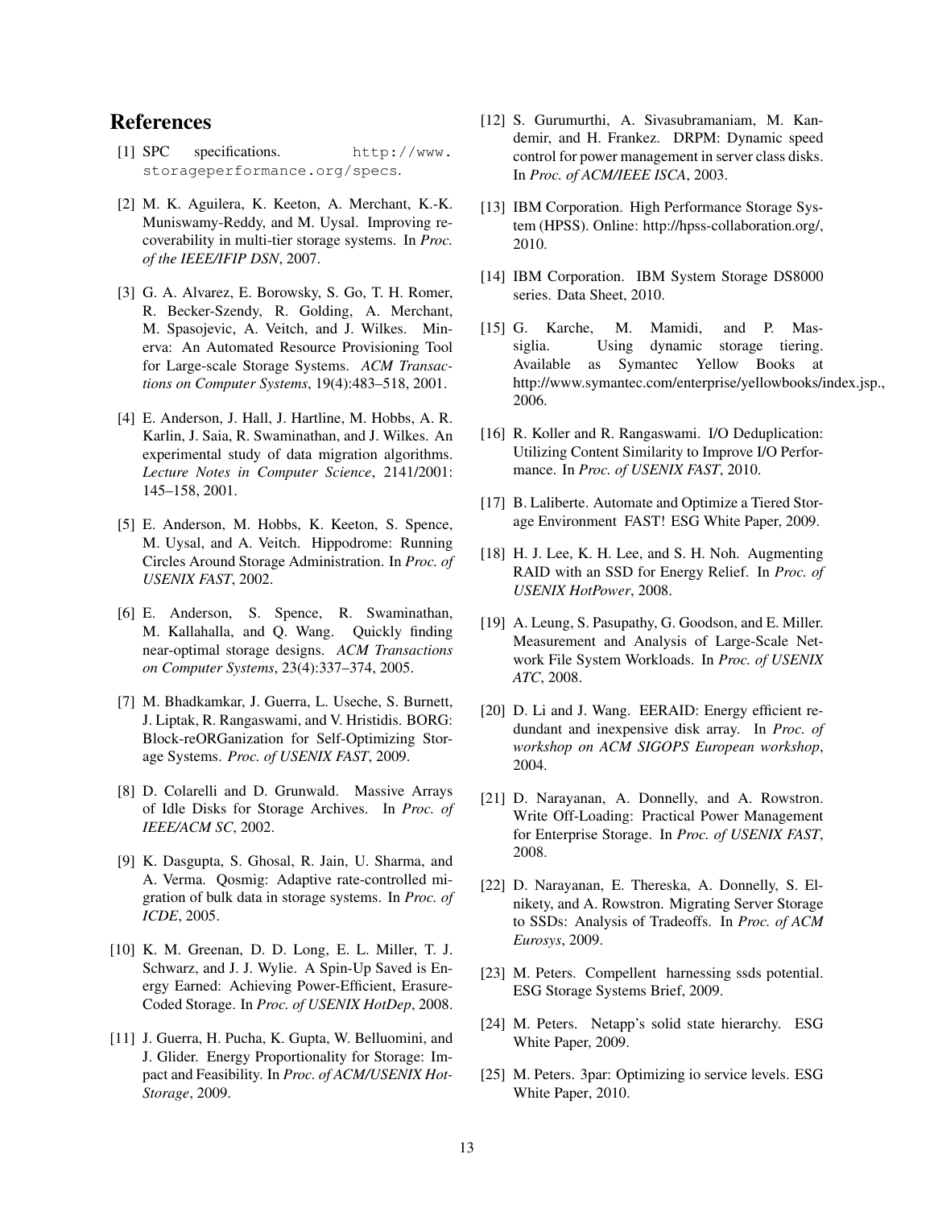# References

[1] SPC specifications. `http://www.storageperformance.org/specs`.

[2] M. K. Aguilera, K. Keeton, A. Merchant, K.-K. Muniswamy-Reddy, and M. Uysal. Improving recoverability in multi-tier storage systems. In *Proc. of the IEEE/IFIP DSN*, 2007.

[3] G. A. Alvarez, E. Borowsky, S. Go, T. H. Romer, R. Becker-Szendy, R. Golding, A. Merchant, M. Spasojevic, A. Veitch, and J. Wilkes. Minerva: An Automated Resource Provisioning Tool for Large-scale Storage Systems. *ACM Transactions on Computer Systems*, 19(4):483–518, 2001.

[4] E. Anderson, J. Hall, J. Hartline, M. Hobbs, A. R. Karlin, J. Saia, R. Swaminathan, and J. Wilkes. An experimental study of data migration algorithms. *Lecture Notes in Computer Science*, 2141/2001: 145–158, 2001.

[5] E. Anderson, M. Hobbs, K. Keeton, S. Spence, M. Uysal, and A. Veitch. Hippodrome: Running Circles Around Storage Administration. In *Proc. of USENIX FAST*, 2002.

[6] E. Anderson, S. Spence, R. Swaminathan, M. Kallahalla, and Q. Wang. Quickly finding near-optimal storage designs. *ACM Transactions on Computer Systems*, 23(4):337–374, 2005.

[7] M. Bhadkamkar, J. Guerra, L. Useche, S. Burnett, J. Liptak, R. Rangaswami, and V. Hristidis. BORG: Block-reORGanization for Self-Optimizing Storage Systems. *Proc. of USENIX FAST*, 2009.

[8] D. Colarelli and D. Grunwald. Massive Arrays of Idle Disks for Storage Archives. In *Proc. of IEEE/ACM SC*, 2002.

[9] K. Dasgupta, S. Ghosal, R. Jain, U. Sharma, and A. Verma. Qosmig: Adaptive rate-controlled migration of bulk data in storage systems. In *Proc. of ICDE*, 2005.

[10] K. M. Greenan, D. D. Long, E. L. Miller, T. J. Schwarz, and J. J. Wylie. A Spin-Up Saved is Energy Earned: Achieving Power-Efficient, Erasure-Coded Storage. In *Proc. of USENIX HotDep*, 2008.

[11] J. Guerra, H. Pucha, K. Gupta, W. Belluomini, and J. Glider. Energy Proportionality for Storage: Impact and Feasibility. In *Proc. of ACM/USENIX HotStorage*, 2009.

[12] S. Gurumurthi, A. Sivasubramaniam, M. Kandemir, and H. Frankez. DRPM: Dynamic speed control for power management in server class disks. In *Proc. of ACM/IEEE ISCA*, 2003.

[13] IBM Corporation. High Performance Storage System (HPSS). Online: http://hpss-collaboration.org/, 2010.

[14] IBM Corporation. IBM System Storage DS8000 series. Data Sheet, 2010.

[15] G. Karche, M. Mamidi, and P. Massiglia. Using dynamic storage tiering. Available as Symantec Yellow Books at http://www.symantec.com/enterprise/yellowbooks/index.jsp., 2006.

[16] R. Koller and R. Rangaswami. I/O Deduplication: Utilizing Content Similarity to Improve I/O Performance. In *Proc. of USENIX FAST*, 2010.

[17] B. Laliberte. Automate and Optimize a Tiered Storage Environment FAST! ESG White Paper, 2009.

[18] H. J. Lee, K. H. Lee, and S. H. Noh. Augmenting RAID with an SSD for Energy Relief. In *Proc. of USENIX HotPower*, 2008.

[19] A. Leung, S. Pasupathy, G. Goodson, and E. Miller. Measurement and Analysis of Large-Scale Network File System Workloads. In *Proc. of USENIX ATC*, 2008.

[20] D. Li and J. Wang. EERAID: Energy efficient redundant and inexpensive disk array. In *Proc. of workshop on ACM SIGOPS European workshop*, 2004.

[21] D. Narayanan, A. Donnelly, and A. Rowstron. Write Off-Loading: Practical Power Management for Enterprise Storage. In *Proc. of USENIX FAST*, 2008.

[22] D. Narayanan, E. Thereska, A. Donnelly, S. Elnikety, and A. Rowstron. Migrating Server Storage to SSDs: Analysis of Tradeoffs. In *Proc. of ACM Eurosys*, 2009.

[23] M. Peters. Compellent harnessing ssds potential. ESG Storage Systems Brief, 2009.

[24] M. Peters. Netapp's solid state hierarchy. ESG White Paper, 2009.

[25] M. Peters. 3par: Optimizing io service levels. ESG White Paper, 2010.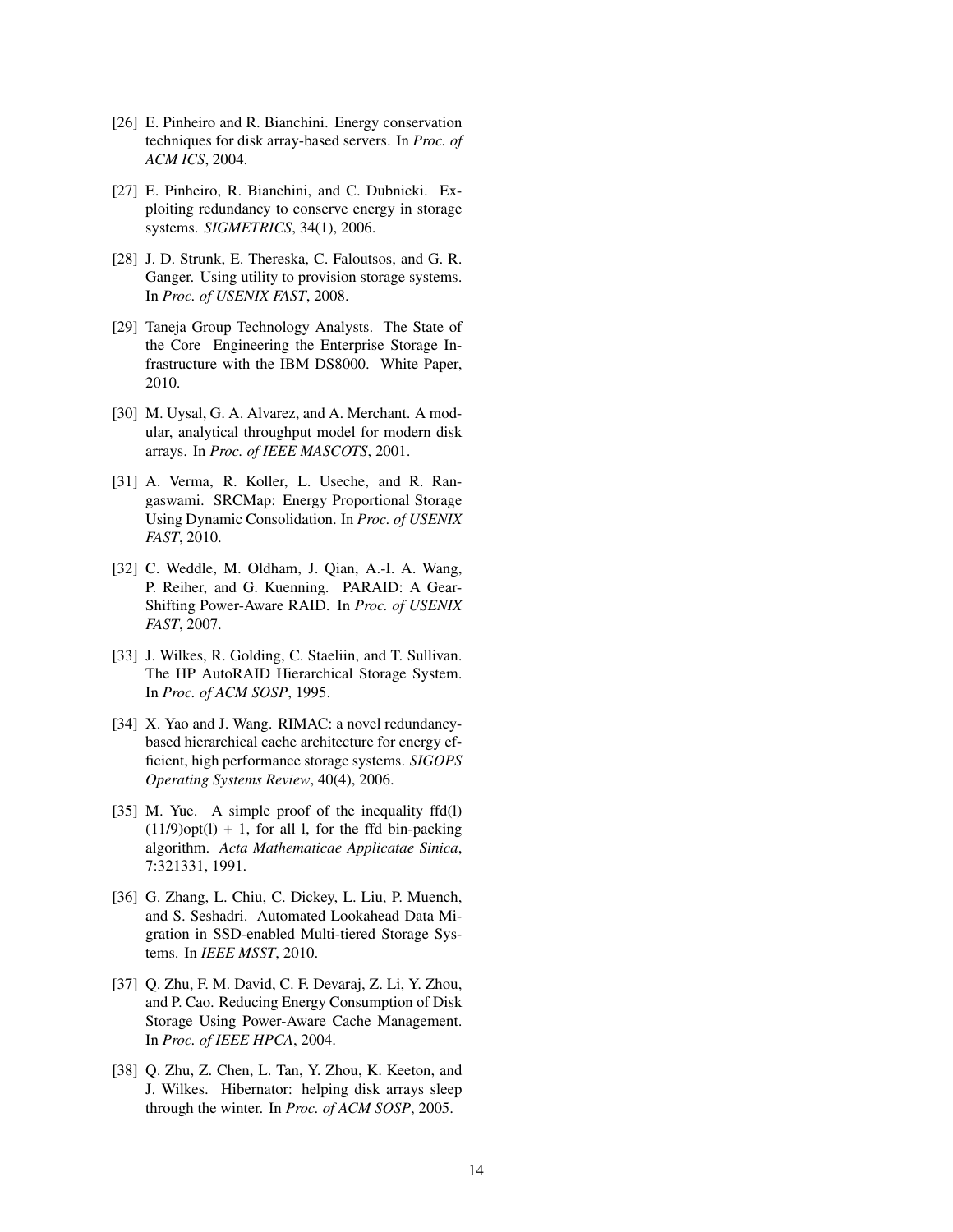[26] E. Pinheiro and R. Bianchini. Energy conservation techniques for disk array-based servers. In *Proc. of ACM ICS*, 2004.

[27] E. Pinheiro, R. Bianchini, and C. Dubnicki. Exploiting redundancy to conserve energy in storage systems. *SIGMETRICS*, 34(1), 2006.

[28] J. D. Strunk, E. Thereska, C. Faloutsos, and G. R. Ganger. Using utility to provision storage systems. In *Proc. of USENIX FAST*, 2008.

[29] Taneja Group Technology Analysts. The State of the Core Engineering the Enterprise Storage Infrastructure with the IBM DS8000. White Paper, 2010.

[30] M. Uysal, G. A. Alvarez, and A. Merchant. A modular, analytical throughput model for modern disk arrays. In *Proc. of IEEE MASCOTS*, 2001.

[31] A. Verma, R. Koller, L. Useche, and R. Rangaswami. SRCMap: Energy Proportional Storage Using Dynamic Consolidation. In *Proc. of USENIX FAST*, 2010.

[32] C. Weddle, M. Oldham, J. Qian, A.-I. A. Wang, P. Reiher, and G. Kuenning. PARAID: A Gear-Shifting Power-Aware RAID. In *Proc. of USENIX FAST*, 2007.

[33] J. Wilkes, R. Golding, C. Staeliin, and T. Sullivan. The HP AutoRAID Hierarchical Storage System. In *Proc. of ACM SOSP*, 1995.

[34] X. Yao and J. Wang. RIMAC: a novel redundancy-based hierarchical cache architecture for energy efficient, high performance storage systems. *SIGOPS Operating Systems Review*, 40(4), 2006.

[35] M. Yue. A simple proof of the inequality ffd(l) (11/9)opt(l) + 1, for all l, for the ffd bin-packing algorithm. *Acta Mathematicae Applicatae Sinica*, 7:321331, 1991.

[36] G. Zhang, L. Chiu, C. Dickey, L. Liu, P. Muench, and S. Seshadri. Automated Lookahead Data Migration in SSD-enabled Multi-tiered Storage Systems. In *IEEE MSST*, 2010.

[37] Q. Zhu, F. M. David, C. F. Devaraj, Z. Li, Y. Zhou, and P. Cao. Reducing Energy Consumption of Disk Storage Using Power-Aware Cache Management. In *Proc. of IEEE HPCA*, 2004.

[38] Q. Zhu, Z. Chen, L. Tan, Y. Zhou, K. Keeton, and J. Wilkes. Hibernator: helping disk arrays sleep through the winter. In *Proc. of ACM SOSP*, 2005.